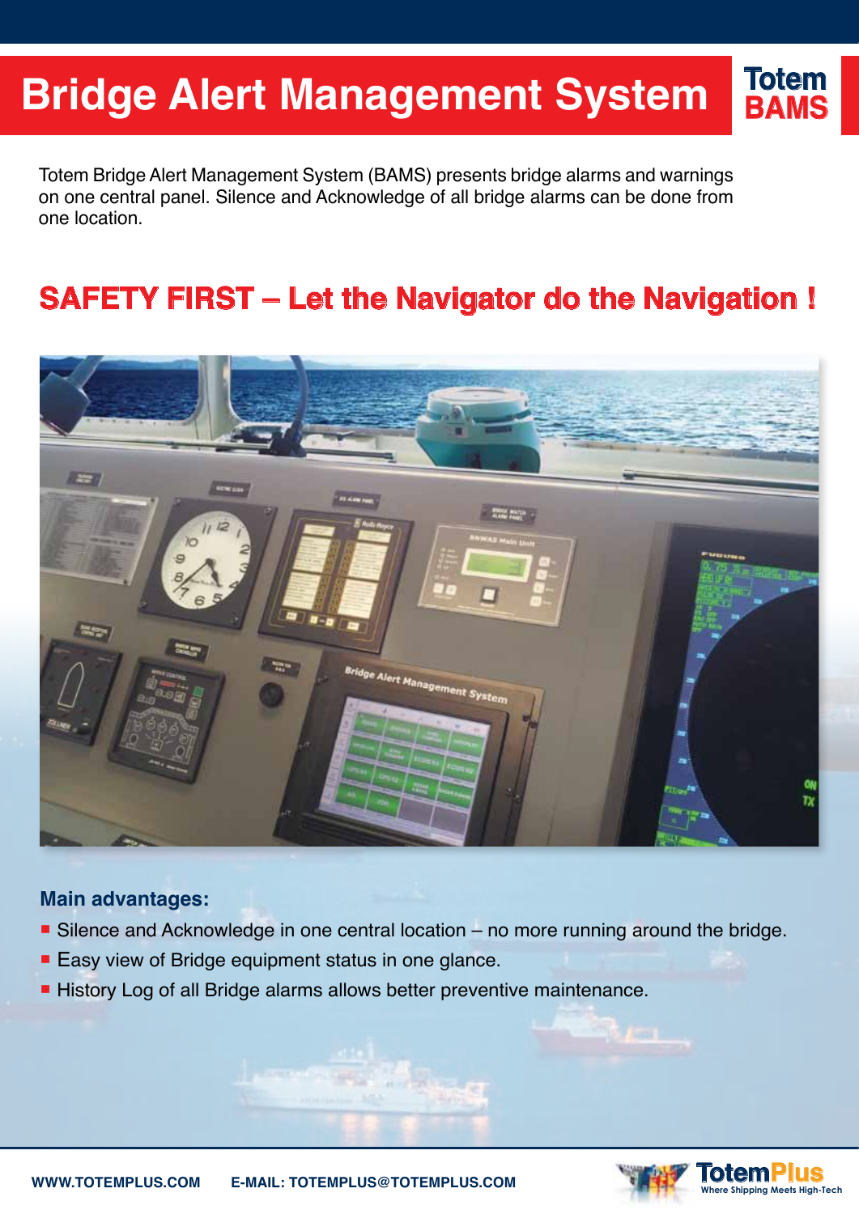# Bridge Alert Management System

**Totem BAMS**

Totem Bridge Alert Management System (BAMS) presents bridge alarms and warnings on one central panel. Silence and Acknowledge of all bridge alarms can be done from one location.

## SAFETY FIRST – Let the Navigator do the Navigation !

### Main advantages:

- Silence and Acknowledge in one central location – no more running around the bridge.
- Easy view of Bridge equipment status in one glance.
- History Log of all Bridge alarms allows better preventive maintenance.

WWW.TOTEMPLUS.COM E-MAIL: TOTEMPLUS@TOTEMPLUS.COM

TotemPlus
Where Shipping Meets High-Tech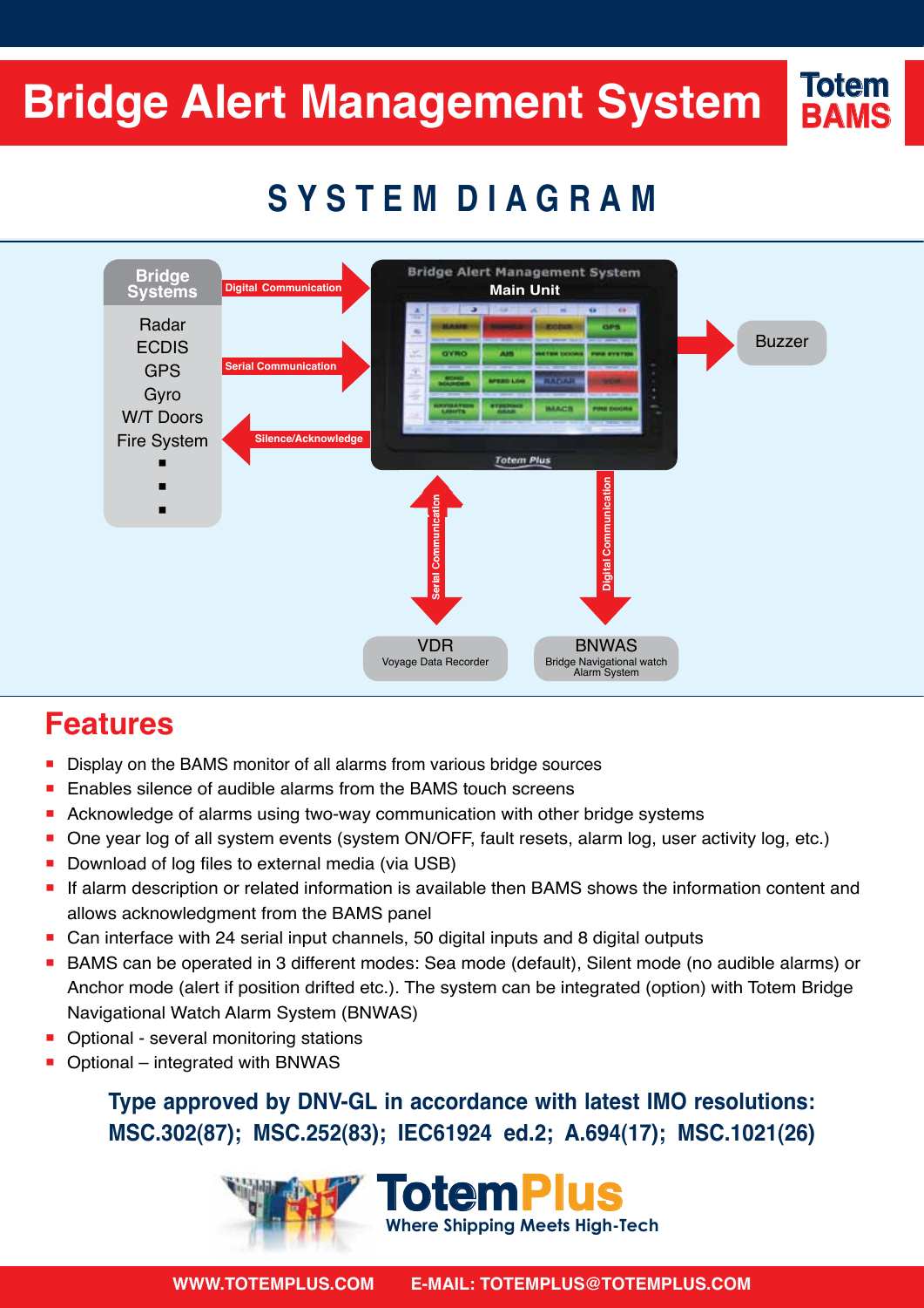# Bridge Alert Management System

Totem BAMS

## SYSTEM DIAGRAM

Bridge Systems

Radar
ECDIS
GPS
Gyro
W/T Doors
Fire System
▪
▪
▪

Digital Communication

Serial Communication

Silence/Acknowledge

Bridge Alert Management System
Main Unit

Buzzer

Serial Communication

Digital Communication

VDR
Voyage Data Recorder

BNWAS
Bridge Navigational watch Alarm System

## Features

- Display on the BAMS monitor of all alarms from various bridge sources
- Enables silence of audible alarms from the BAMS touch screens
- Acknowledge of alarms using two-way communication with other bridge systems
- One year log of all system events (system ON/OFF, fault resets, alarm log, user activity log, etc.)
- Download of log files to external media (via USB)
- If alarm description or related information is available then BAMS shows the information content and allows acknowledgment from the BAMS panel
- Can interface with 24 serial input channels, 50 digital inputs and 8 digital outputs
- BAMS can be operated in 3 different modes: Sea mode (default), Silent mode (no audible alarms) or Anchor mode (alert if position drifted etc.). The system can be integrated (option) with Totem Bridge Navigational Watch Alarm System (BNWAS)
- Optional - several monitoring stations
- Optional – integrated with BNWAS

**Type approved by DNV-GL in accordance with latest IMO resolutions: MSC.302(87); MSC.252(83); IEC61924 ed.2; A.694(17); MSC.1021(26)**

TotemPlus
Where Shipping Meets High-Tech

WWW.TOTEMPLUS.COM E-MAIL: TOTEMPLUS@TOTEMPLUS.COM